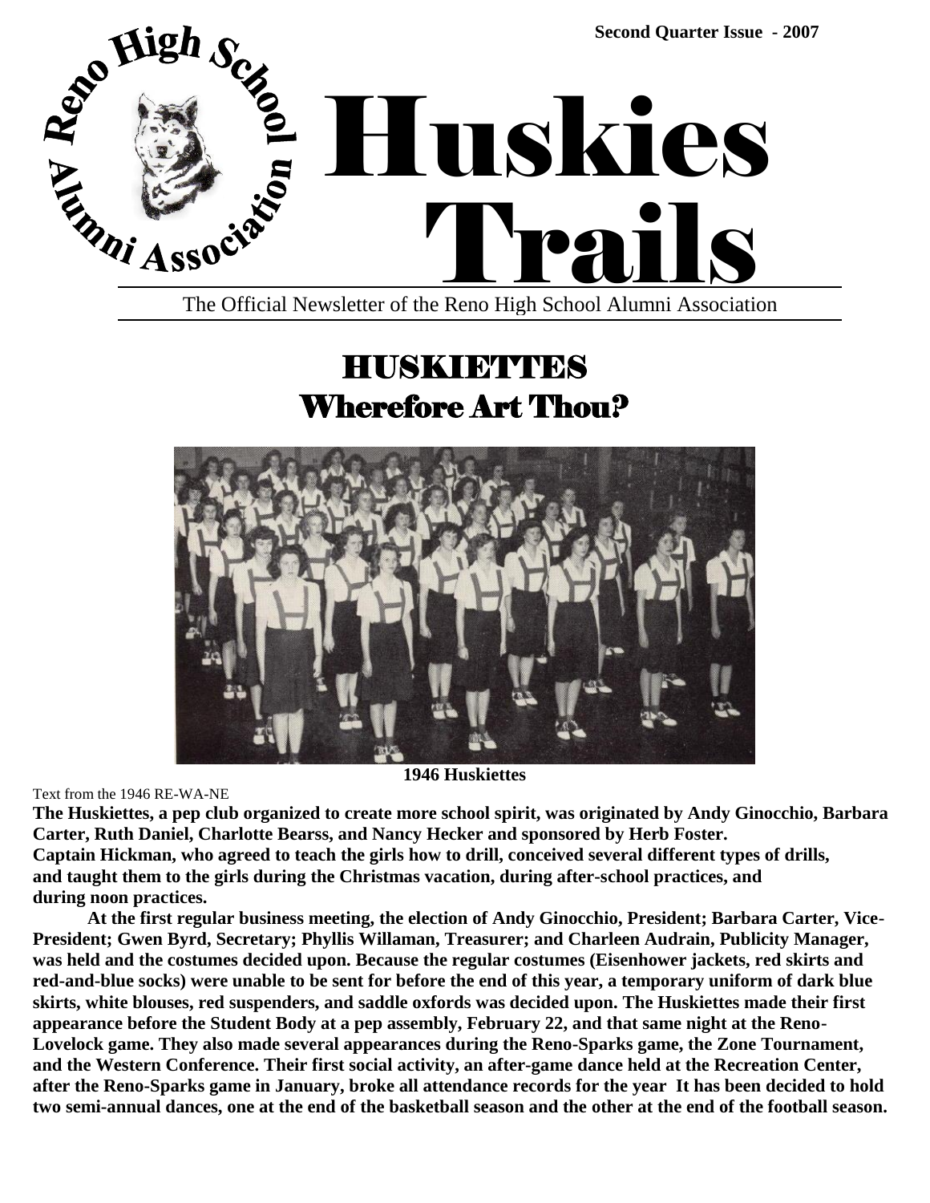Second Quarter Issue - 2007

# Huskies Trails

The Official Newsletter of the Reno High School Alumni Association

## HUSKIETTES
## Wherefore Art Thou?

**1946 Huskiettes**

Text from the 1946 RE-WA-NE

**The Huskiettes, a pep club organized to create more school spirit, was originated by Andy Ginocchio, Barbara Carter, Ruth Daniel, Charlotte Bearss, and Nancy Hecker and sponsored by Herb Foster. Captain Hickman, who agreed to teach the girls how to drill, conceived several different types of drills, and taught them to the girls during the Christmas vacation, during after-school practices, and during noon practices.**

**At the first regular business meeting, the election of Andy Ginocchio, President; Barbara Carter, Vice-President; Gwen Byrd, Secretary; Phyllis Willaman, Treasurer; and Charleen Audrain, Publicity Manager, was held and the costumes decided upon. Because the regular costumes (Eisenhower jackets, red skirts and red-and-blue socks) were unable to be sent for before the end of this year, a temporary uniform of dark blue skirts, white blouses, red suspenders, and saddle oxfords was decided upon. The Huskiettes made their first appearance before the Student Body at a pep assembly, February 22, and that same night at the Reno-Lovelock game. They also made several appearances during the Reno-Sparks game, the Zone Tournament, and the Western Conference. Their first social activity, an after-game dance held at the Recreation Center, after the Reno-Sparks game in January, broke all attendance records for the year It has been decided to hold two semi-annual dances, one at the end of the basketball season and the other at the end of the football season.**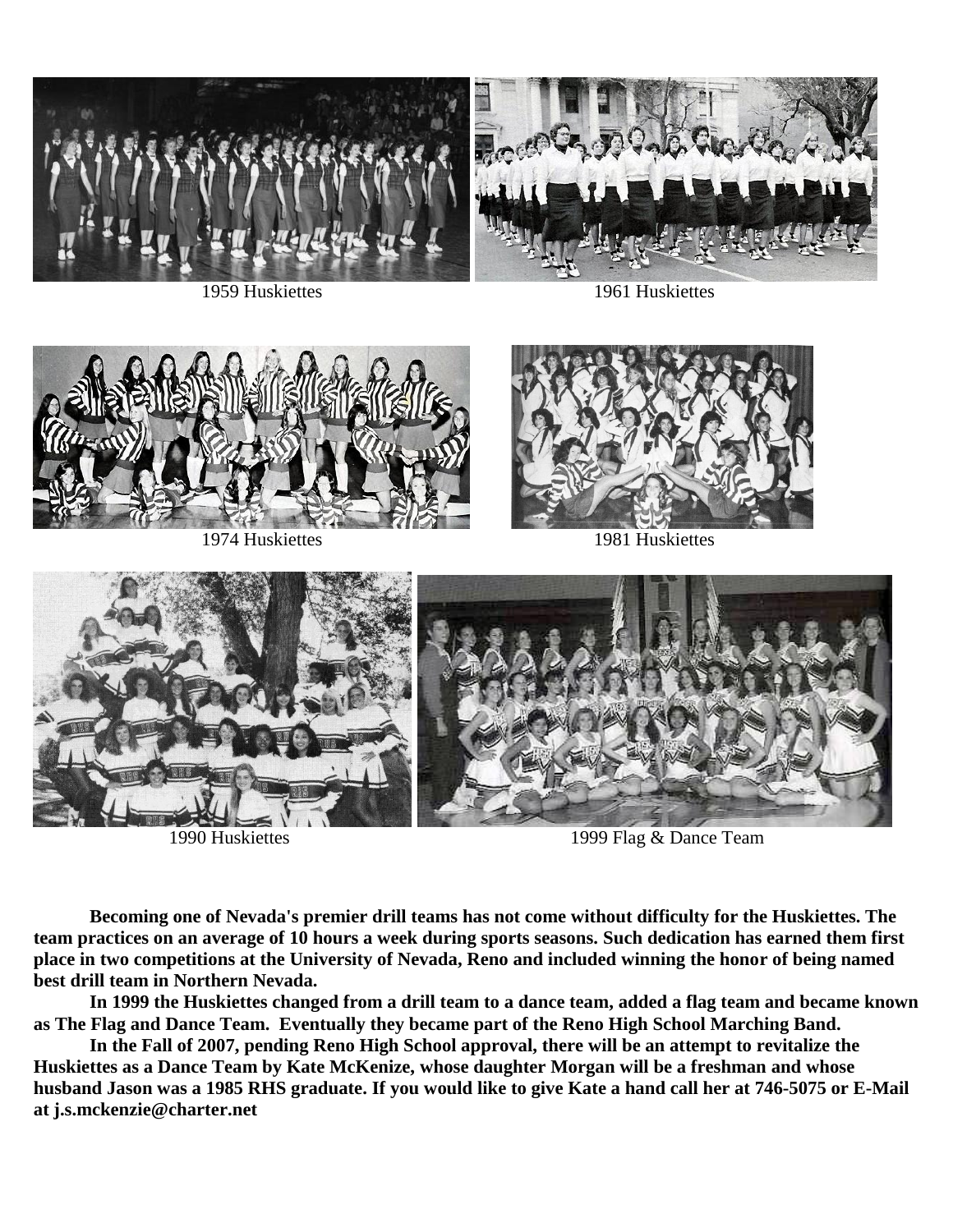1959 Huskiettes

1961 Huskiettes

1974 Huskiettes

1981 Huskiettes

1990 Huskiettes

1999 Flag & Dance Team

**Becoming one of Nevada's premier drill teams has not come without difficulty for the Huskiettes. The team practices on an average of 10 hours a week during sports seasons. Such dedication has earned them first place in two competitions at the University of Nevada, Reno and included winning the honor of being named best drill team in Northern Nevada.**

**In 1999 the Huskiettes changed from a drill team to a dance team, added a flag team and became known as The Flag and Dance Team. Eventually they became part of the Reno High School Marching Band.**

**In the Fall of 2007, pending Reno High School approval, there will be an attempt to revitalize the Huskiettes as a Dance Team by Kate McKenize, whose daughter Morgan will be a freshman and whose husband Jason was a 1985 RHS graduate. If you would like to give Kate a hand call her at 746-5075 or E-Mail at j.s.mckenzie@charter.net**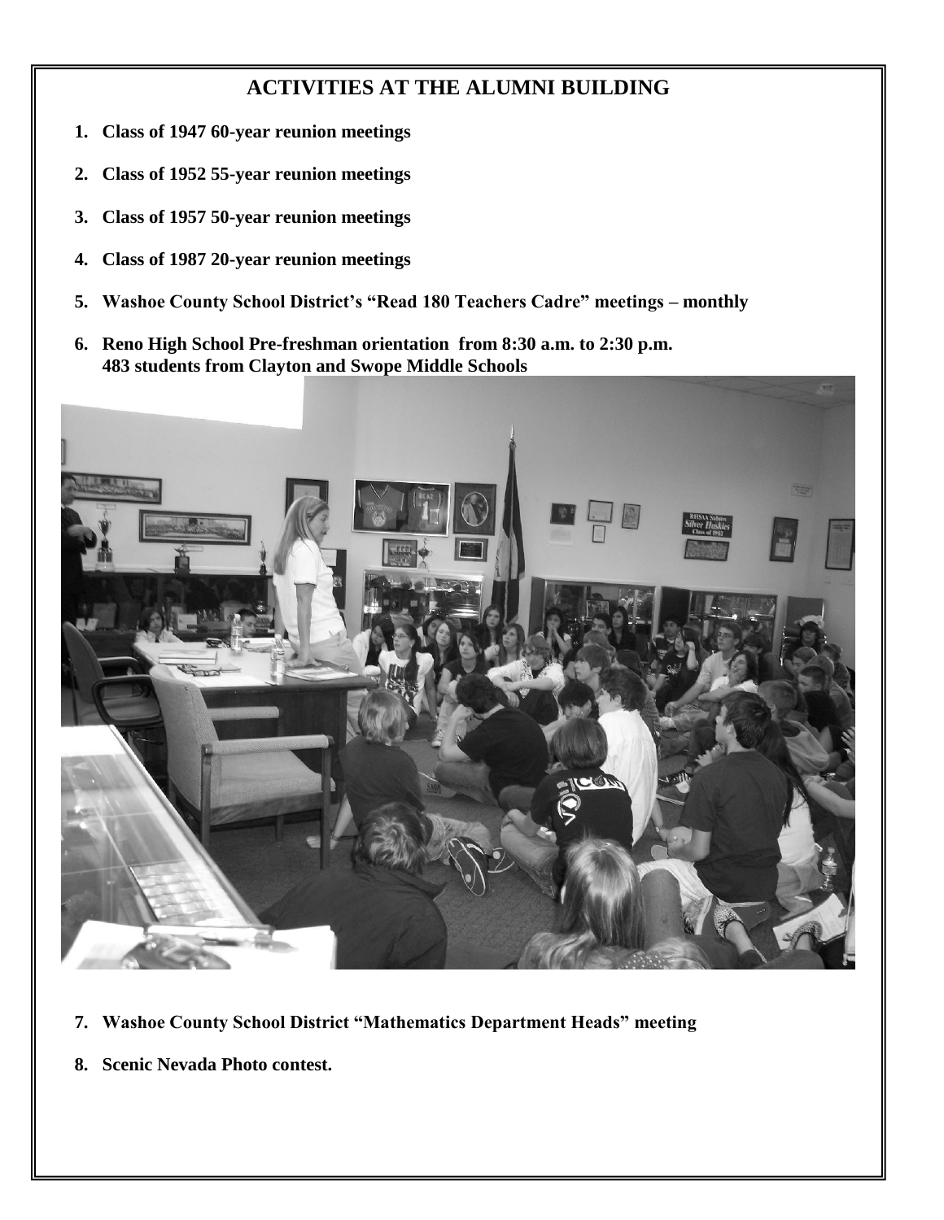# ACTIVITIES AT THE ALUMNI BUILDING

1. **Class of 1947 60-year reunion meetings**
2. **Class of 1952 55-year reunion meetings**
3. **Class of 1957 50-year reunion meetings**
4. **Class of 1987 20-year reunion meetings**
5. **Washoe County School District's "Read 180 Teachers Cadre" meetings – monthly**
6. **Reno High School Pre-freshman orientation from 8:30 a.m. to 2:30 p.m.**
   **483 students from Clayton and Swope Middle Schools**
7. **Washoe County School District "Mathematics Department Heads" meeting**
8. **Scenic Nevada Photo contest.**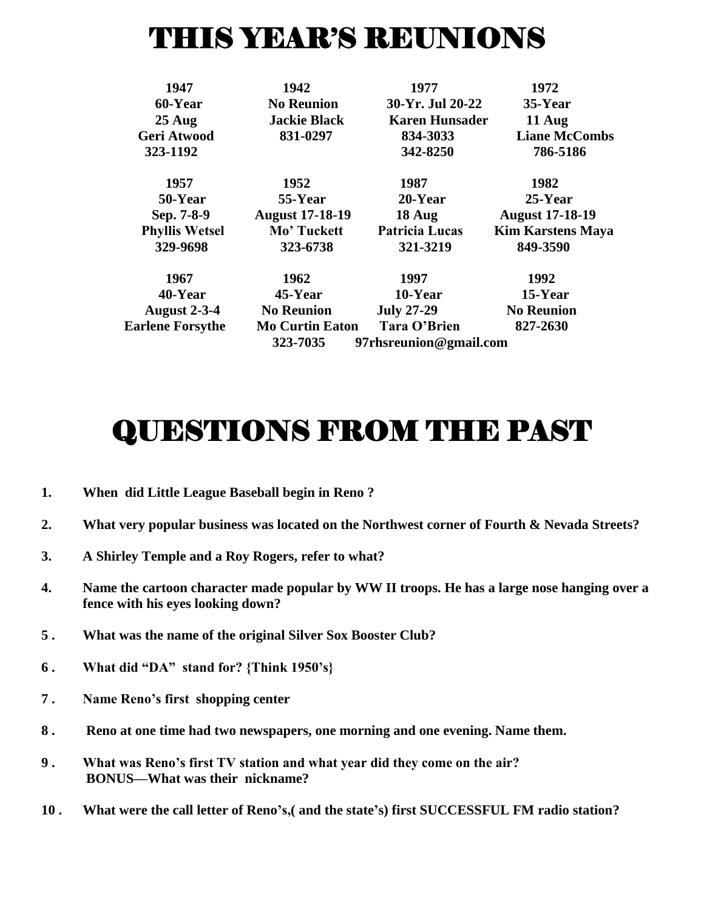# THIS YEAR'S REUNIONS

| 1947 | 1942 | 1977 | 1972 |
|---|---|---|---|
| 60-Year | No Reunion | 30-Yr. Jul 20-22 | 35-Year |
| 25 Aug | Jackie Black | Karen Hunsader | 11 Aug |
| Geri Atwood | 831-0297 | 834-3033 | Liane McCombs |
| 323-1192 | | 342-8250 | 786-5186 |

| 1957 | 1952 | 1987 | 1982 |
|---|---|---|---|
| 50-Year | 55-Year | 20-Year | 25-Year |
| Sep. 7-8-9 | August 17-18-19 | 18 Aug | August 17-18-19 |
| Phyllis Wetsel | Mo' Tuckett | Patricia Lucas | Kim Karstens Maya |
| 329-9698 | 323-6738 | 321-3219 | 849-3590 |

| 1967 | 1962 | 1997 | 1992 |
|---|---|---|---|
| 40-Year | 45-Year | 10-Year | 15-Year |
| August 2-3-4 | No Reunion | July 27-29 | No Reunion |
| Earlene Forsythe | Mo Curtin Eaton | Tara O'Brien | 827-2630 |
| | 323-7035 | 97rhsreunion@gmail.com | |

# QUESTIONS FROM THE PAST

1. **When did Little League Baseball begin in Reno ?**
2. **What very popular business was located on the Northwest corner of Fourth & Nevada Streets?**
3. **A Shirley Temple and a Roy Rogers, refer to what?**
4. **Name the cartoon character made popular by WW II troops. He has a large nose hanging over a fence with his eyes looking down?**
5. **What was the name of the original Silver Sox Booster Club?**
6. **What did "DA" stand for? {Think 1950's}**
7. **Name Reno's first shopping center**
8. **Reno at one time had two newspapers, one morning and one evening. Name them.**
9. **What was Reno's first TV station and what year did they come on the air?**
   **BONUS—What was their nickname?**
10. **What were the call letter of Reno's,( and the state's) first SUCCESSFUL FM radio station?**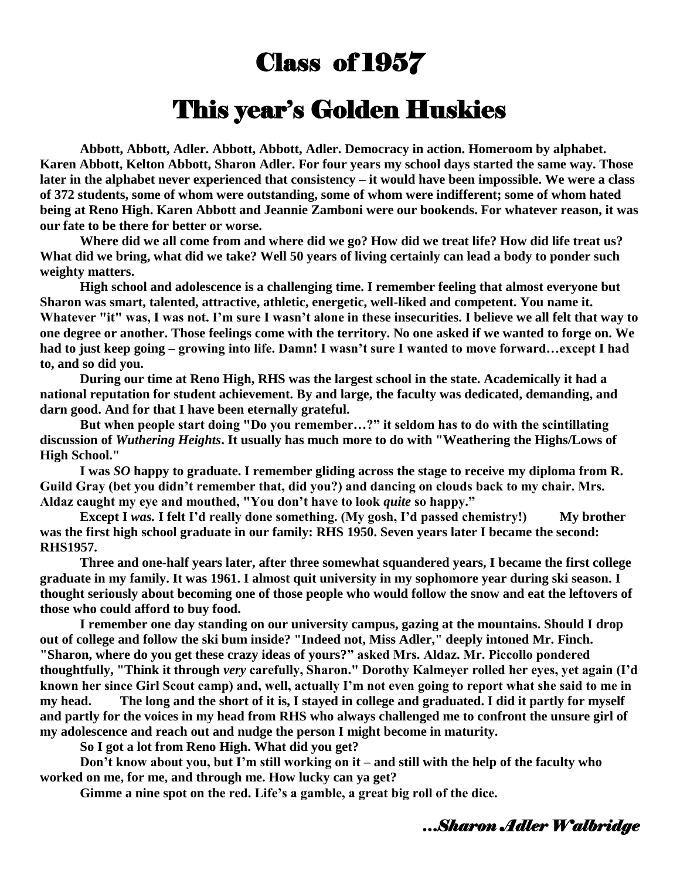# Class of 1957

# This year's Golden Huskies

**Abbott, Abbott, Adler. Abbott, Abbott, Adler. Democracy in action. Homeroom by alphabet. Karen Abbott, Kelton Abbott, Sharon Adler. For four years my school days started the same way. Those later in the alphabet never experienced that consistency – it would have been impossible. We were a class of 372 students, some of whom were outstanding, some of whom were indifferent; some of whom hated being at Reno High. Karen Abbott and Jeannie Zamboni were our bookends. For whatever reason, it was our fate to be there for better or worse.**

**Where did we all come from and where did we go? How did we treat life? How did life treat us? What did we bring, what did we take? Well 50 years of living certainly can lead a body to ponder such weighty matters.**

**High school and adolescence is a challenging time. I remember feeling that almost everyone but Sharon was smart, talented, attractive, athletic, energetic, well-liked and competent. You name it. Whatever "it" was, I was not. I'm sure I wasn't alone in these insecurities. I believe we all felt that way to one degree or another. Those feelings come with the territory. No one asked if we wanted to forge on. We had to just keep going – growing into life. Damn! I wasn't sure I wanted to move forward…except I had to, and so did you.**

**During our time at Reno High, RHS was the largest school in the state. Academically it had a national reputation for student achievement. By and large, the faculty was dedicated, demanding, and darn good. And for that I have been eternally grateful.**

**But when people start doing "Do you remember…?" it seldom has to do with the scintillating discussion of *Wuthering Heights*. It usually has much more to do with "Weathering the Highs/Lows of High School."**

**I was *SO* happy to graduate. I remember gliding across the stage to receive my diploma from R. Guild Gray (bet you didn't remember that, did you?) and dancing on clouds back to my chair. Mrs. Aldaz caught my eye and mouthed, "You don't have to look *quite* so happy."**

**Except I *was.* I felt I'd really done something. (My gosh, I'd passed chemistry!) My brother was the first high school graduate in our family: RHS 1950. Seven years later I became the second: RHS1957.**

**Three and one-half years later, after three somewhat squandered years, I became the first college graduate in my family. It was 1961. I almost quit university in my sophomore year during ski season. I thought seriously about becoming one of those people who would follow the snow and eat the leftovers of those who could afford to buy food.**

**I remember one day standing on our university campus, gazing at the mountains. Should I drop out of college and follow the ski bum inside? "Indeed not, Miss Adler," deeply intoned Mr. Finch. "Sharon, where do you get these crazy ideas of yours?" asked Mrs. Aldaz. Mr. Piccollo pondered thoughtfully, "Think it through *very* carefully, Sharon." Dorothy Kalmeyer rolled her eyes, yet again (I'd known her since Girl Scout camp) and, well, actually I'm not even going to report what she said to me in my head. The long and the short of it is, I stayed in college and graduated. I did it partly for myself and partly for the voices in my head from RHS who always challenged me to confront the unsure girl of my adolescence and reach out and nudge the person I might become in maturity.**

**So I got a lot from Reno High. What did you get?**

**Don't know about you, but I'm still working on it – and still with the help of the faculty who worked on me, for me, and through me. How lucky can ya get?**

**Gimme a nine spot on the red. Life's a gamble, a great big roll of the dice.**

***…Sharon Adler Walbridge***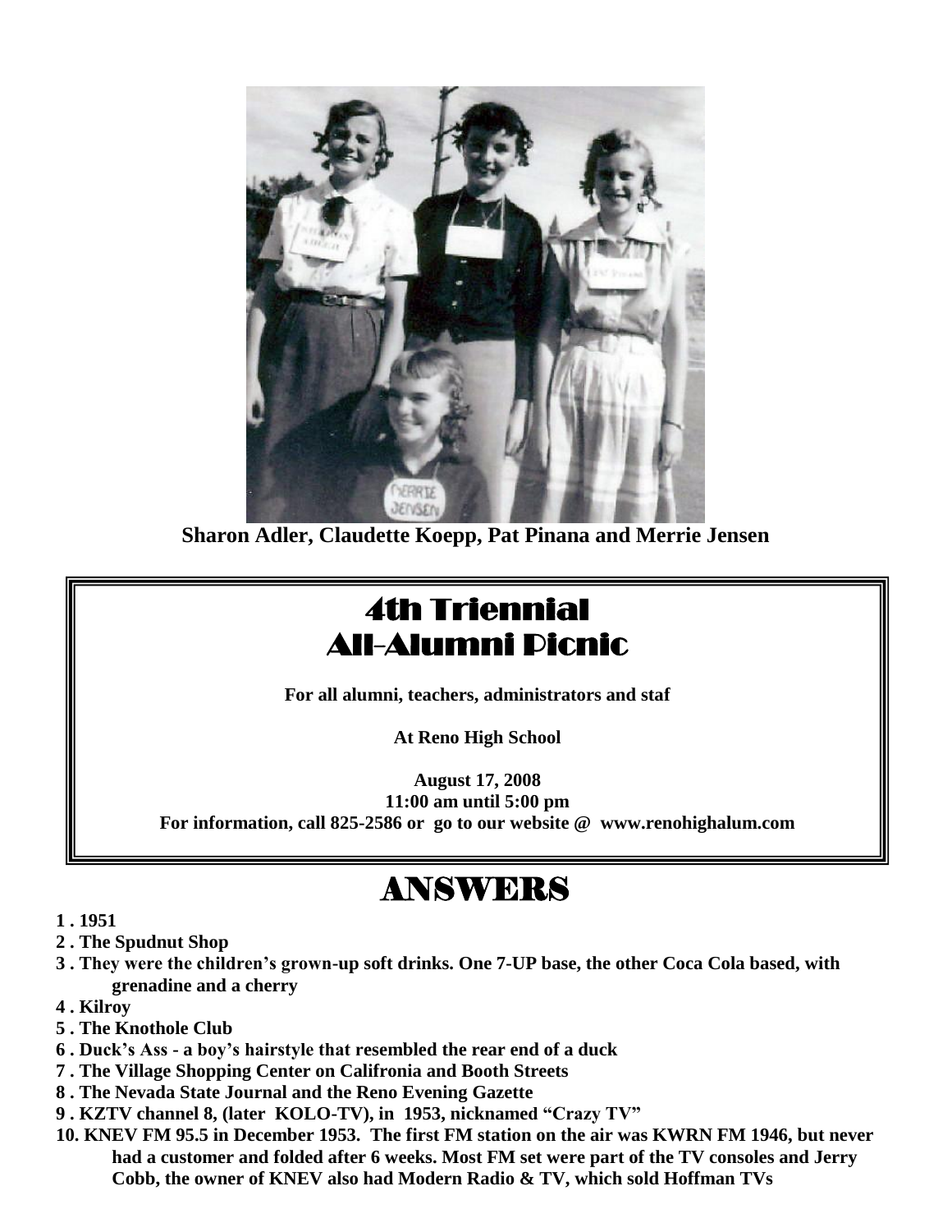**Sharon Adler, Claudette Koepp, Pat Pinana and Merrie Jensen**

# 4th Triennial All-Alumni Picnic

**For all alumni, teachers, administrators and staf**

**At Reno High School**

**August 17, 2008**
**11:00 am until 5:00 pm**
**For information, call 825-2586 or go to our website @ www.renohighalum.com**

# ANSWERS

1. **1951**
2. **The Spudnut Shop**
3. **They were the children's grown-up soft drinks. One 7-UP base, the other Coca Cola based, with grenadine and a cherry**
4. **Kilroy**
5. **The Knothole Club**
6. **Duck's Ass - a boy's hairstyle that resembled the rear end of a duck**
7. **The Village Shopping Center on Califronia and Booth Streets**
8. **The Nevada State Journal and the Reno Evening Gazette**
9. **KZTV channel 8, (later KOLO-TV), in 1953, nicknamed "Crazy TV"**
10. **KNEV FM 95.5 in December 1953. The first FM station on the air was KWRN FM 1946, but never had a customer and folded after 6 weeks. Most FM set were part of the TV consoles and Jerry Cobb, the owner of KNEV also had Modern Radio & TV, which sold Hoffman TVs**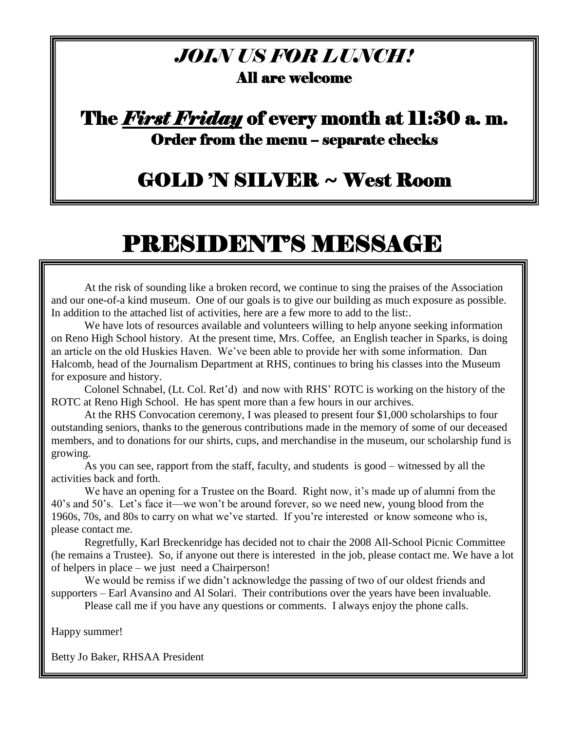## *JOIN US FOR LUNCH!*

**All are welcome**

## The ***First Friday*** of every month at 11:30 a. m.

**Order from the menu – separate checks**

## GOLD 'N SILVER ~ West Room

# PRESIDENT'S MESSAGE

At the risk of sounding like a broken record, we continue to sing the praises of the Association and our one-of-a kind museum. One of our goals is to give our building as much exposure as possible. In addition to the attached list of activities, here are a few more to add to the list:.

We have lots of resources available and volunteers willing to help anyone seeking information on Reno High School history. At the present time, Mrs. Coffee, an English teacher in Sparks, is doing an article on the old Huskies Haven. We've been able to provide her with some information. Dan Halcomb, head of the Journalism Department at RHS, continues to bring his classes into the Museum for exposure and history.

Colonel Schnabel, (Lt. Col. Ret'd) and now with RHS' ROTC is working on the history of the ROTC at Reno High School. He has spent more than a few hours in our archives.

At the RHS Convocation ceremony, I was pleased to present four $1,000 scholarships to four outstanding seniors, thanks to the generous contributions made in the memory of some of our deceased members, and to donations for our shirts, cups, and merchandise in the museum, our scholarship fund is growing.

As you can see, rapport from the staff, faculty, and students is good – witnessed by all the activities back and forth.

We have an opening for a Trustee on the Board. Right now, it's made up of alumni from the 40's and 50's. Let's face it—we won't be around forever, so we need new, young blood from the 1960s, 70s, and 80s to carry on what we've started. If you're interested or know someone who is, please contact me.

Regretfully, Karl Breckenridge has decided not to chair the 2008 All-School Picnic Committee (he remains a Trustee). So, if anyone out there is interested in the job, please contact me. We have a lot of helpers in place – we just need a Chairperson!

We would be remiss if we didn't acknowledge the passing of two of our oldest friends and supporters – Earl Avansino and Al Solari. Their contributions over the years have been invaluable.

Please call me if you have any questions or comments. I always enjoy the phone calls.

Happy summer!

Betty Jo Baker, RHSAA President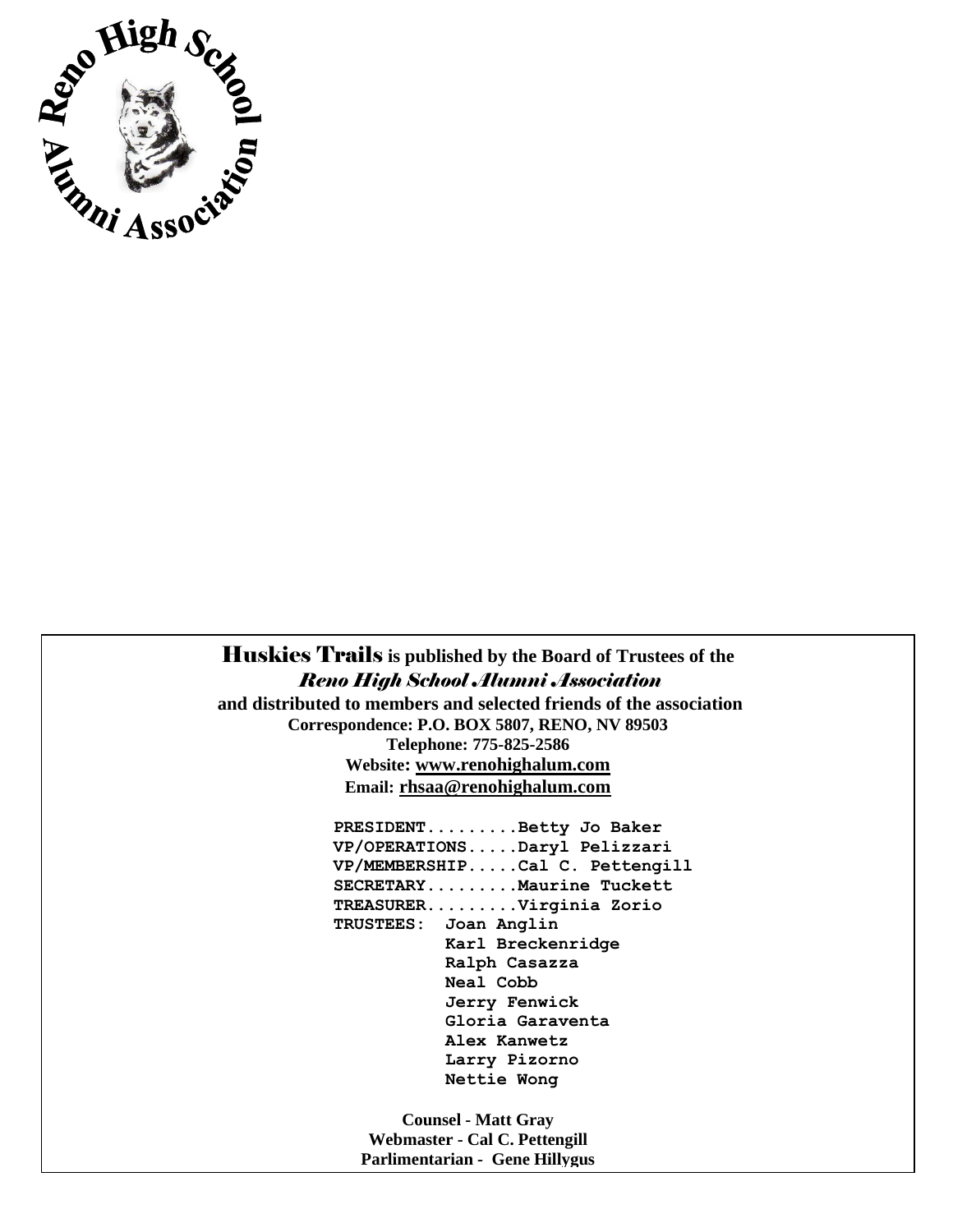Reno High School Alumni Association

**Huskies Trails** **is published by the Board of Trustees of the**
***Reno High School Alumni Association***
**and distributed to members and selected friends of the association**
**Correspondence: P.O. BOX 5807, RENO, NV 89503**
**Telephone: 775-825-2586**
**Website: www.renohighalum.com**
**Email: rhsaa@renohighalum.com**

```
PRESIDENT.........Betty Jo Baker
VP/OPERATIONS.....Daryl Pelizzari
VP/MEMBERSHIP.....Cal C. Pettengill
SECRETARY.........Maurine Tuckett
TREASURER.........Virginia Zorio
TRUSTEES:  Joan Anglin
           Karl Breckenridge
           Ralph Casazza
           Neal Cobb
           Jerry Fenwick
           Gloria Garaventa
           Alex Kanwetz
           Larry Pizorno
           Nettie Wong
```

**Counsel - Matt Gray**
**Webmaster - Cal C. Pettengill**
**Parlimentarian - Gene Hillygus**